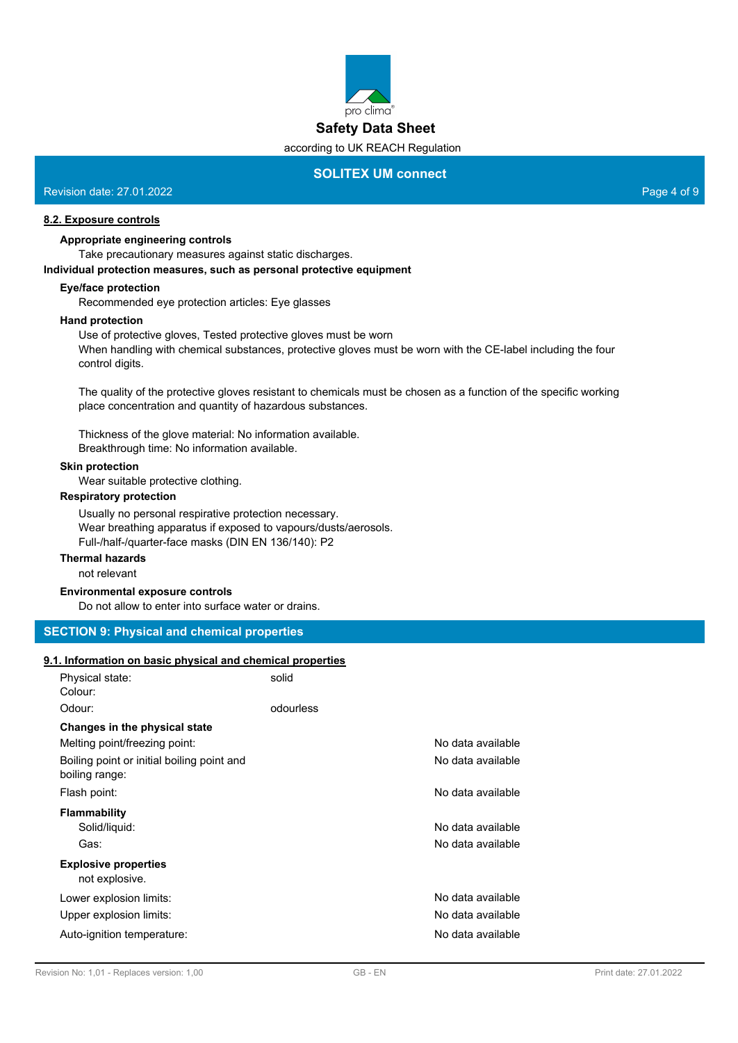### 8.2. Exposure controls

**Appropriate engineering controls**

Take precautionary measures against static discharges.

**Individual protection measures, such as personal protective equipment**

**Eye/face protection**

Recommended eye protection articles: Eye glasses

**Hand protection**

Use of protective gloves, Tested protective gloves must be worn
When handling with chemical substances, protective gloves must be worn with the CE-label including the four control digits.

The quality of the protective gloves resistant to chemicals must be chosen as a function of the specific working place concentration and quantity of hazardous substances.

Thickness of the glove material: No information available.
Breakthrough time: No information available.

**Skin protection**

Wear suitable protective clothing.

**Respiratory protection**

Usually no personal respirative protection necessary.
Wear breathing apparatus if exposed to vapours/dusts/aerosols.
Full-/half-/quarter-face masks (DIN EN 136/140): P2

**Thermal hazards**

not relevant

**Environmental exposure controls**

Do not allow to enter into surface water or drains.

## SECTION 9: Physical and chemical properties

### 9.1. Information on basic physical and chemical properties

| | | |
|---|---|---|
| Physical state: | solid | |
| Colour: | | |
| Odour: | odourless | |
| **Changes in the physical state** | | |
| Melting point/freezing point: | | No data available |
| Boiling point or initial boiling point and boiling range: | | No data available |
| Flash point: | | No data available |
| **Flammability** | | |
| Solid/liquid: | | No data available |
| Gas: | | No data available |
| **Explosive properties** | | |
| not explosive. | | |
| Lower explosion limits: | | No data available |
| Upper explosion limits: | | No data available |
| Auto-ignition temperature: | | No data available |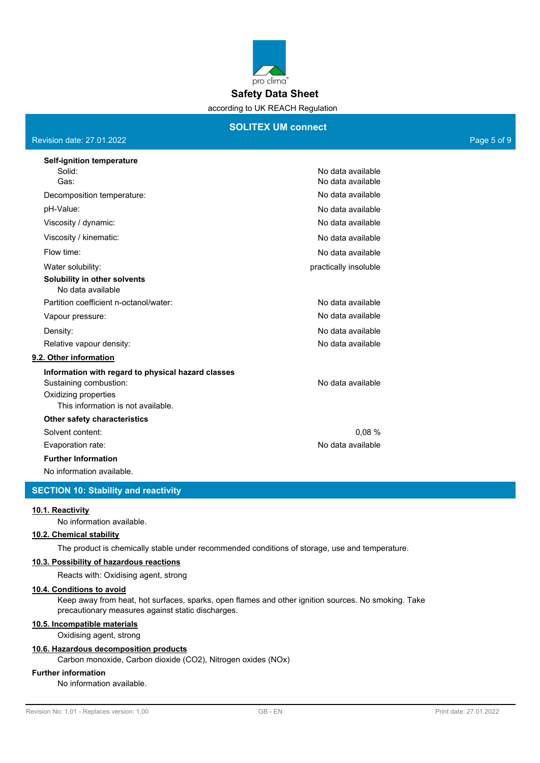**Self-ignition temperature**

| | |
|---|---|
| Solid: | No data available |
| Gas: | No data available |
| Decomposition temperature: | No data available |
| pH-Value: | No data available |
| Viscosity / dynamic: | No data available |
| Viscosity / kinematic: | No data available |
| Flow time: | No data available |
| Water solubility: | practically insoluble |

**Solubility in other solvents**

No data available

| | |
|---|---|
| Partition coefficient n-octanol/water: | No data available |
| Vapour pressure: | No data available |
| Density: | No data available |
| Relative vapour density: | No data available |

### 9.2. Other information

**Information with regard to physical hazard classes**

| | |
|---|---|
| Sustaining combustion: | No data available |

Oxidizing properties

This information is not available.

**Other safety characteristics**

| | |
|---|---|
| Solvent content: | 0,08 % |
| Evaporation rate: | No data available |

**Further Information**

No information available.

## SECTION 10: Stability and reactivity

### 10.1. Reactivity

No information available.

### 10.2. Chemical stability

The product is chemically stable under recommended conditions of storage, use and temperature.

### 10.3. Possibility of hazardous reactions

Reacts with: Oxidising agent, strong

### 10.4. Conditions to avoid

Keep away from heat, hot surfaces, sparks, open flames and other ignition sources. No smoking. Take precautionary measures against static discharges.

### 10.5. Incompatible materials

Oxidising agent, strong

### 10.6. Hazardous decomposition products

Carbon monoxide, Carbon dioxide ($CO_2$), Nitrogen oxides ($NO_x$)

**Further information**

No information available.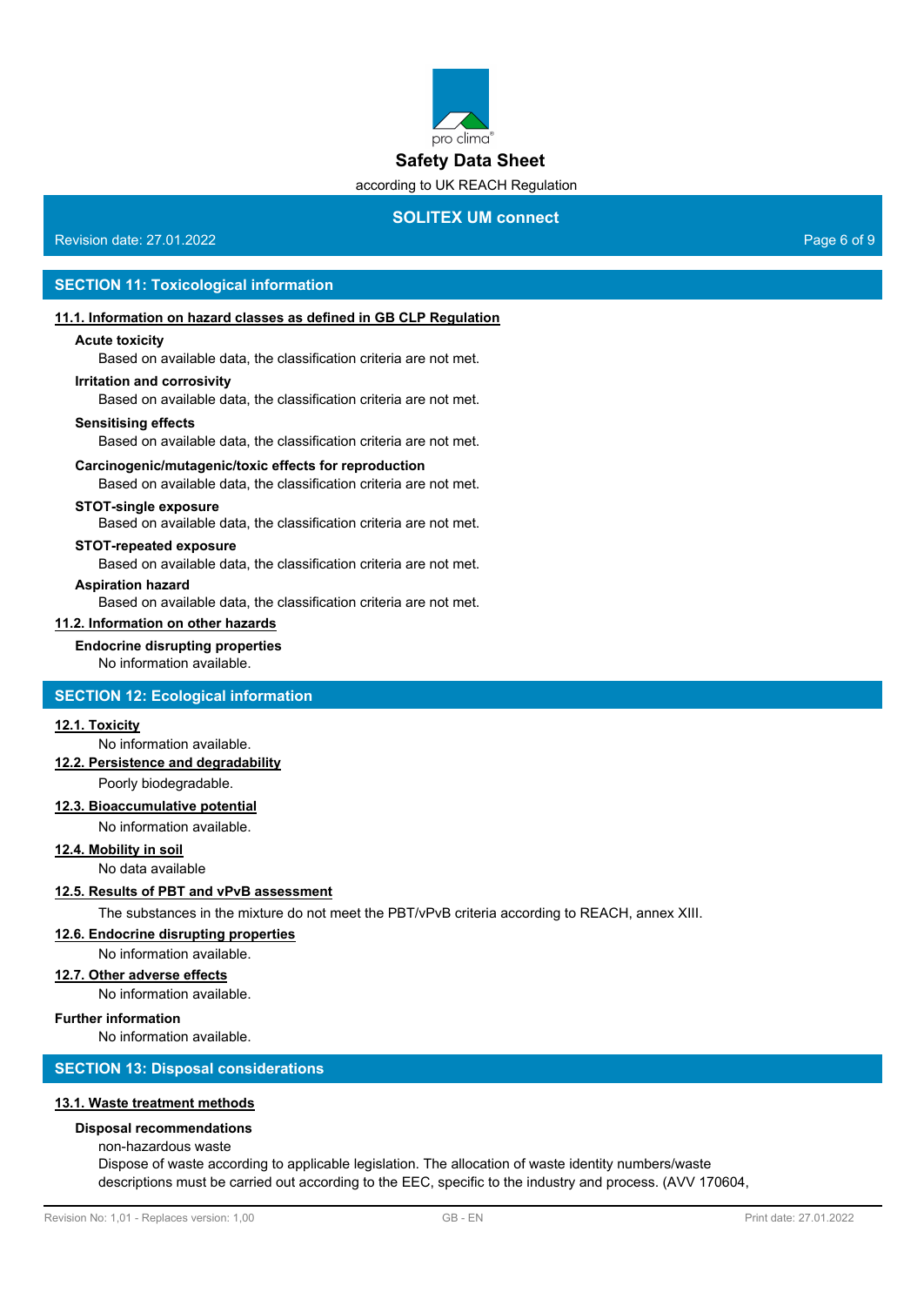## SECTION 11: Toxicological information

### 11.1. Information on hazard classes as defined in GB CLP Regulation

**Acute toxicity**

Based on available data, the classification criteria are not met.

**Irritation and corrosivity**

Based on available data, the classification criteria are not met.

**Sensitising effects**

Based on available data, the classification criteria are not met.

**Carcinogenic/mutagenic/toxic effects for reproduction**

Based on available data, the classification criteria are not met.

**STOT-single exposure**

Based on available data, the classification criteria are not met.

**STOT-repeated exposure**

Based on available data, the classification criteria are not met.

**Aspiration hazard**

Based on available data, the classification criteria are not met.

### 11.2. Information on other hazards

**Endocrine disrupting properties**

No information available.

## SECTION 12: Ecological information

### 12.1. Toxicity

No information available.

### 12.2. Persistence and degradability

Poorly biodegradable.

### 12.3. Bioaccumulative potential

No information available.

### 12.4. Mobility in soil

No data available

### 12.5. Results of PBT and vPvB assessment

The substances in the mixture do not meet the PBT/vPvB criteria according to REACH, annex XIII.

### 12.6. Endocrine disrupting properties

No information available.

### 12.7. Other adverse effects

No information available.

**Further information**

No information available.

## SECTION 13: Disposal considerations

### 13.1. Waste treatment methods

**Disposal recommendations**

non-hazardous waste

Dispose of waste according to applicable legislation. The allocation of waste identity numbers/waste descriptions must be carried out according to the EEC, specific to the industry and process. (AVV 170604,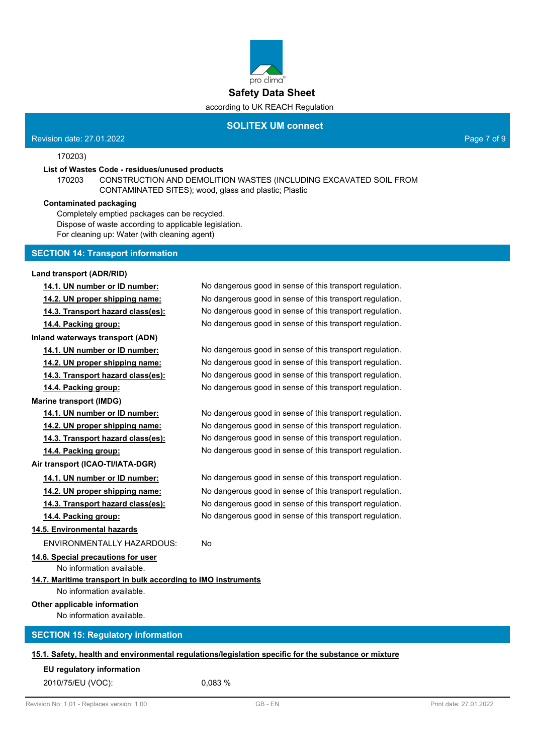170203)

**List of Wastes Code - residues/unused products**

170203 CONSTRUCTION AND DEMOLITION WASTES (INCLUDING EXCAVATED SOIL FROM CONTAMINATED SITES); wood, glass and plastic; Plastic

**Contaminated packaging**

Completely emptied packages can be recycled.
Dispose of waste according to applicable legislation.
For cleaning up: Water (with cleaning agent)

## SECTION 14: Transport information

**Land transport (ADR/RID)**

| | |
|---|---|
| **14.1. UN number or ID number:** | No dangerous good in sense of this transport regulation. |
| **14.2. UN proper shipping name:** | No dangerous good in sense of this transport regulation. |
| **14.3. Transport hazard class(es):** | No dangerous good in sense of this transport regulation. |
| **14.4. Packing group:** | No dangerous good in sense of this transport regulation. |

**Inland waterways transport (ADN)**

| | |
|---|---|
| **14.1. UN number or ID number:** | No dangerous good in sense of this transport regulation. |
| **14.2. UN proper shipping name:** | No dangerous good in sense of this transport regulation. |
| **14.3. Transport hazard class(es):** | No dangerous good in sense of this transport regulation. |
| **14.4. Packing group:** | No dangerous good in sense of this transport regulation. |

**Marine transport (IMDG)**

| | |
|---|---|
| **14.1. UN number or ID number:** | No dangerous good in sense of this transport regulation. |
| **14.2. UN proper shipping name:** | No dangerous good in sense of this transport regulation. |
| **14.3. Transport hazard class(es):** | No dangerous good in sense of this transport regulation. |
| **14.4. Packing group:** | No dangerous good in sense of this transport regulation. |

**Air transport (ICAO-TI/IATA-DGR)**

| | |
|---|---|
| **14.1. UN number or ID number:** | No dangerous good in sense of this transport regulation. |
| **14.2. UN proper shipping name:** | No dangerous good in sense of this transport regulation. |
| **14.3. Transport hazard class(es):** | No dangerous good in sense of this transport regulation. |
| **14.4. Packing group:** | No dangerous good in sense of this transport regulation. |

**14.5. Environmental hazards**

ENVIRONMENTALLY HAZARDOUS: No

**14.6. Special precautions for user**

No information available.

**14.7. Maritime transport in bulk according to IMO instruments**

No information available.

**Other applicable information**

No information available.

## SECTION 15: Regulatory information

**15.1. Safety, health and environmental regulations/legislation specific for the substance or mixture**

**EU regulatory information**

2010/75/EU (VOC): 0,083 %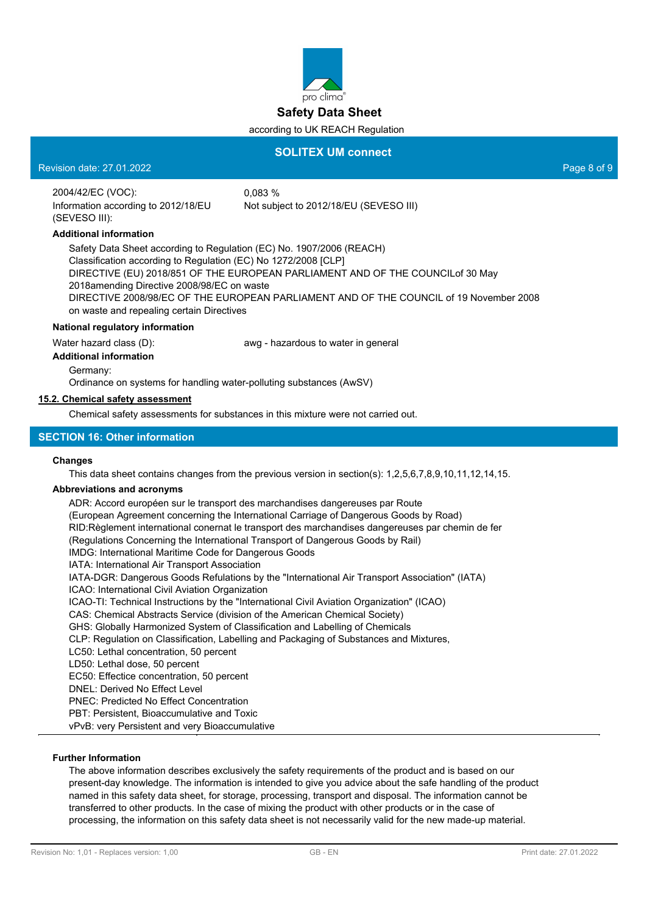| | |
|---|---|
| 2004/42/EC (VOC): | 0,083 % |
| Information according to 2012/18/EU (SEVESO III): | Not subject to 2012/18/EU (SEVESO III) |

**Additional information**

Safety Data Sheet according to Regulation (EC) No. 1907/2006 (REACH)
Classification according to Regulation (EC) No 1272/2008 [CLP]
DIRECTIVE (EU) 2018/851 OF THE EUROPEAN PARLIAMENT AND OF THE COUNCILof 30 May 2018amending Directive 2008/98/EC on waste
DIRECTIVE 2008/98/EC OF THE EUROPEAN PARLIAMENT AND OF THE COUNCIL of 19 November 2008 on waste and repealing certain Directives

**National regulatory information**

| | |
|---|---|
| Water hazard class (D): | awg - hazardous to water in general |

**Additional information**

Germany:
Ordinance on systems for handling water-polluting substances (AwSV)

### 15.2. Chemical safety assessment

Chemical safety assessments for substances in this mixture were not carried out.

## SECTION 16: Other information

**Changes**

This data sheet contains changes from the previous version in section(s): 1,2,5,6,7,8,9,10,11,12,14,15.

**Abbreviations and acronyms**

ADR: Accord européen sur le transport des marchandises dangereuses par Route
(European Agreement concerning the International Carriage of Dangerous Goods by Road)
RID:Règlement international conernat le transport des marchandises dangereuses par chemin de fer
(Regulations Concerning the International Transport of Dangerous Goods by Rail)
IMDG: International Maritime Code for Dangerous Goods
IATA: International Air Transport Association
IATA-DGR: Dangerous Goods Refulations by the "International Air Transport Association" (IATA)
ICAO: International Civil Aviation Organization
ICAO-TI: Technical Instructions by the "International Civil Aviation Organization" (ICAO)
CAS: Chemical Abstracts Service (division of the American Chemical Society)
GHS: Globally Harmonized System of Classification and Labelling of Chemicals
CLP: Regulation on Classification, Labelling and Packaging of Substances and Mixtures,
LC50: Lethal concentration, 50 percent
LD50: Lethal dose, 50 percent
EC50: Effectice concentration, 50 percent
DNEL: Derived No Effect Level
PNEC: Predicted No Effect Concentration
PBT: Persistent, Bioaccumulative and Toxic
vPvB: very Persistent and very Bioaccumulative

---

**Further Information**

The above information describes exclusively the safety requirements of the product and is based on our present-day knowledge. The information is intended to give you advice about the safe handling of the product named in this safety data sheet, for storage, processing, transport and disposal. The information cannot be transferred to other products. In the case of mixing the product with other products or in the case of processing, the information on this safety data sheet is not necessarily valid for the new made-up material.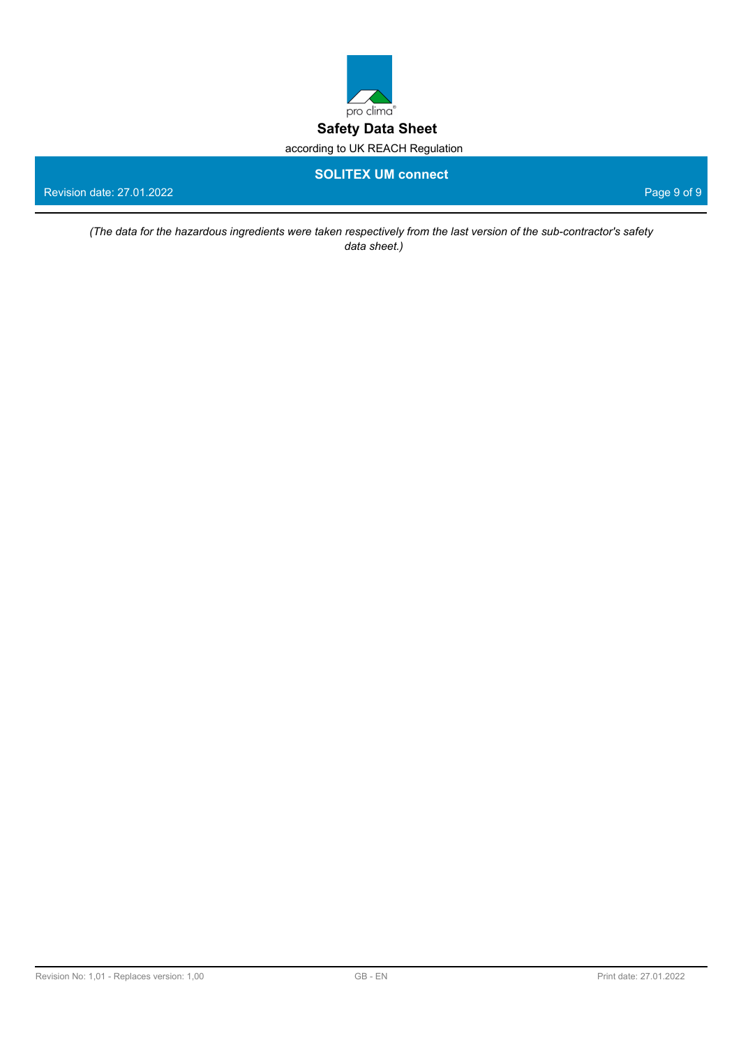*(The data for the hazardous ingredients were taken respectively from the last version of the sub-contractor's safety data sheet.)*